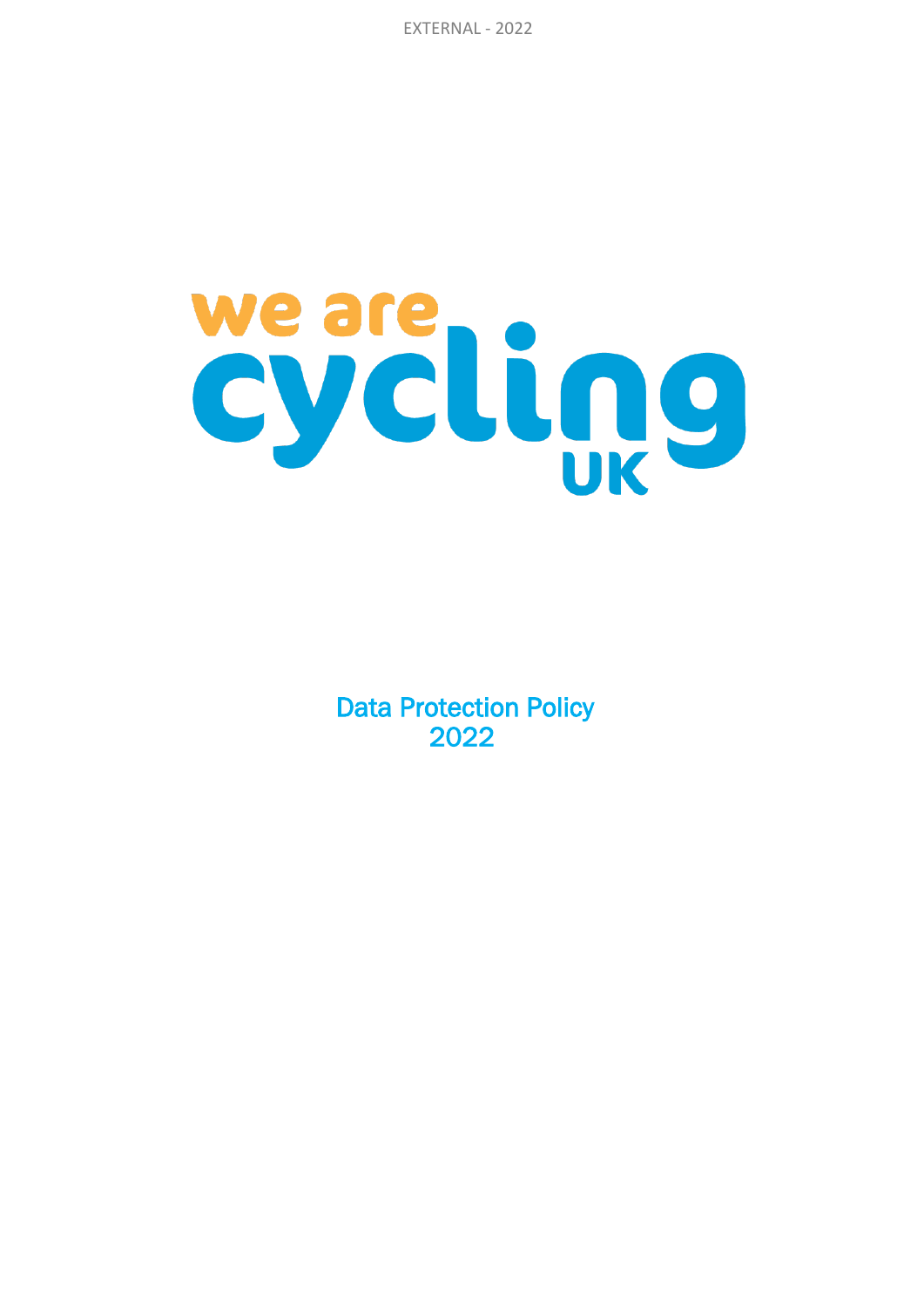we are cycling UK

# Data Protection Policy 2022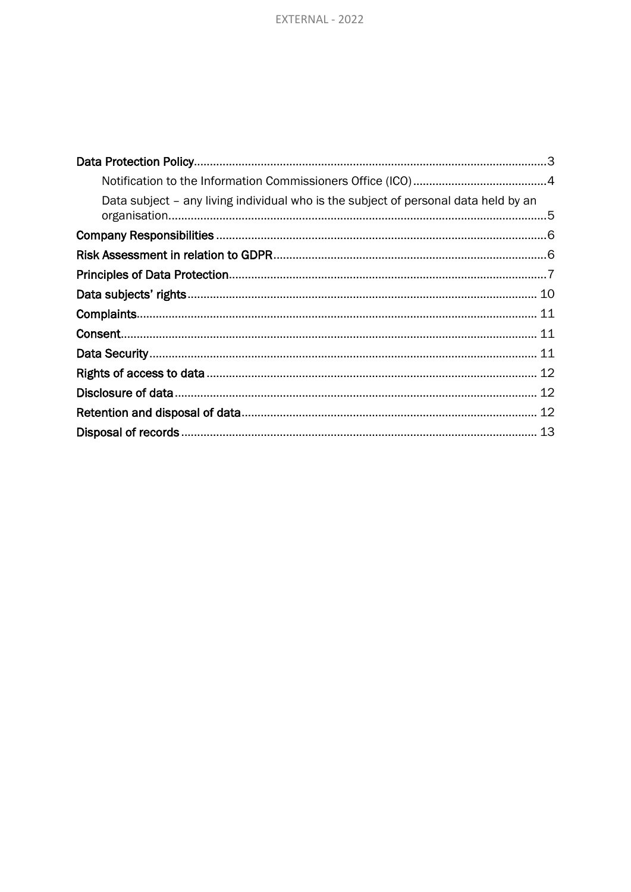- [Data Protection Policy](#) ... 3
  - Notification to the Information Commissioners Office (ICO) ... 4
  - Data subject – any living individual who is the subject of personal data held by an organisation. ... 5
- Company Responsibilities ... 6
- Risk Assessment in relation to GDPR ... 6
- Principles of Data Protection ... 7
- Data subjects' rights ... 10
- Complaints ... 11
- Consent ... 11
- Data Security ... 11
- Rights of access to data ... 12
- Disclosure of data ... 12
- Retention and disposal of data ... 12
- Disposal of records ... 13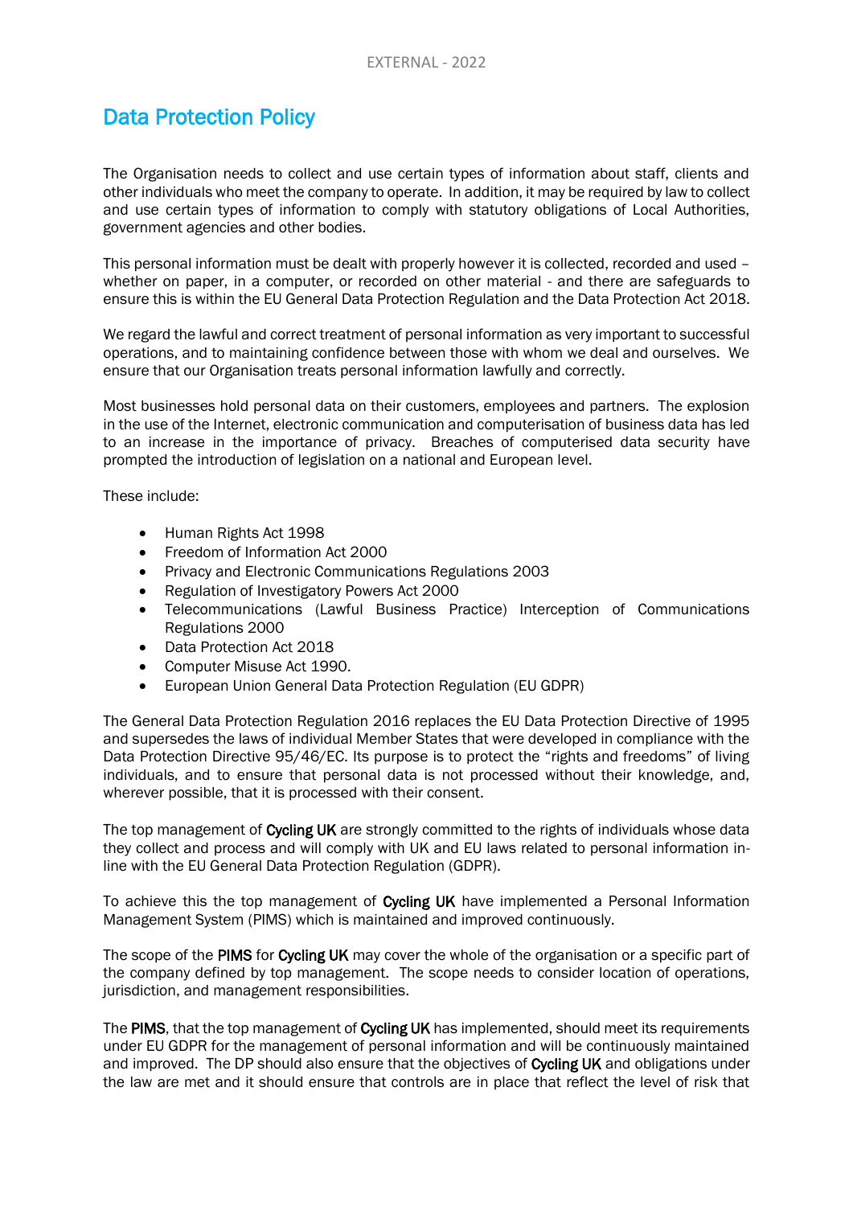# Data Protection Policy

The Organisation needs to collect and use certain types of information about staff, clients and other individuals who meet the company to operate. In addition, it may be required by law to collect and use certain types of information to comply with statutory obligations of Local Authorities, government agencies and other bodies.

This personal information must be dealt with properly however it is collected, recorded and used – whether on paper, in a computer, or recorded on other material - and there are safeguards to ensure this is within the EU General Data Protection Regulation and the Data Protection Act 2018.

We regard the lawful and correct treatment of personal information as very important to successful operations, and to maintaining confidence between those with whom we deal and ourselves. We ensure that our Organisation treats personal information lawfully and correctly.

Most businesses hold personal data on their customers, employees and partners. The explosion in the use of the Internet, electronic communication and computerisation of business data has led to an increase in the importance of privacy. Breaches of computerised data security have prompted the introduction of legislation on a national and European level.

These include:

- Human Rights Act 1998
- Freedom of Information Act 2000
- Privacy and Electronic Communications Regulations 2003
- Regulation of Investigatory Powers Act 2000
- Telecommunications (Lawful Business Practice) Interception of Communications Regulations 2000
- Data Protection Act 2018
- Computer Misuse Act 1990.
- European Union General Data Protection Regulation (EU GDPR)

The General Data Protection Regulation 2016 replaces the EU Data Protection Directive of 1995 and supersedes the laws of individual Member States that were developed in compliance with the Data Protection Directive 95/46/EC. Its purpose is to protect the "rights and freedoms" of living individuals, and to ensure that personal data is not processed without their knowledge, and, wherever possible, that it is processed with their consent.

The top management of **Cycling UK** are strongly committed to the rights of individuals whose data they collect and process and will comply with UK and EU laws related to personal information in-line with the EU General Data Protection Regulation (GDPR).

To achieve this the top management of **Cycling UK** have implemented a Personal Information Management System (PIMS) which is maintained and improved continuously.

The scope of the **PIMS** for **Cycling UK** may cover the whole of the organisation or a specific part of the company defined by top management. The scope needs to consider location of operations, jurisdiction, and management responsibilities.

The **PIMS**, that the top management of **Cycling UK** has implemented, should meet its requirements under EU GDPR for the management of personal information and will be continuously maintained and improved. The DP should also ensure that the objectives of **Cycling UK** and obligations under the law are met and it should ensure that controls are in place that reflect the level of risk that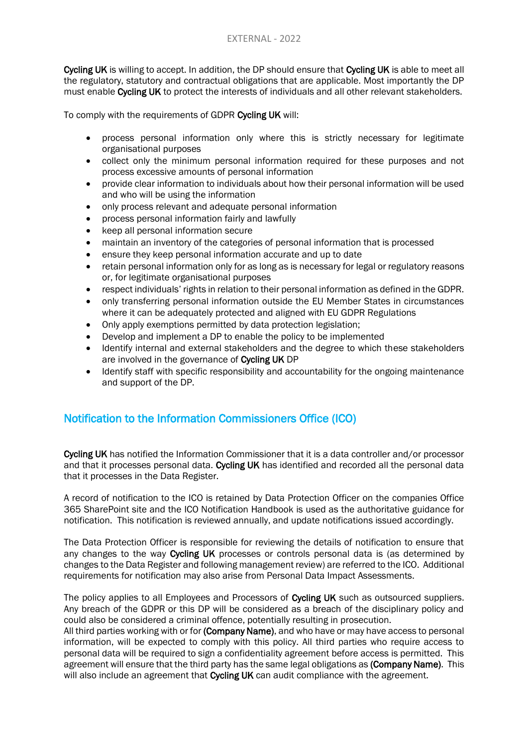**Cycling UK** is willing to accept. In addition, the DP should ensure that **Cycling UK** is able to meet all the regulatory, statutory and contractual obligations that are applicable. Most importantly the DP must enable **Cycling UK** to protect the interests of individuals and all other relevant stakeholders.

To comply with the requirements of GDPR **Cycling UK** will:

- process personal information only where this is strictly necessary for legitimate organisational purposes
- collect only the minimum personal information required for these purposes and not process excessive amounts of personal information
- provide clear information to individuals about how their personal information will be used and who will be using the information
- only process relevant and adequate personal information
- process personal information fairly and lawfully
- keep all personal information secure
- maintain an inventory of the categories of personal information that is processed
- ensure they keep personal information accurate and up to date
- retain personal information only for as long as is necessary for legal or regulatory reasons or, for legitimate organisational purposes
- respect individuals' rights in relation to their personal information as defined in the GDPR.
- only transferring personal information outside the EU Member States in circumstances where it can be adequately protected and aligned with EU GDPR Regulations
- Only apply exemptions permitted by data protection legislation;
- Develop and implement a DP to enable the policy to be implemented
- Identify internal and external stakeholders and the degree to which these stakeholders are involved in the governance of **Cycling UK** DP
- Identify staff with specific responsibility and accountability for the ongoing maintenance and support of the DP.

## Notification to the Information Commissioners Office (ICO)

**Cycling UK** has notified the Information Commissioner that it is a data controller and/or processor and that it processes personal data. **Cycling UK** has identified and recorded all the personal data that it processes in the Data Register.

A record of notification to the ICO is retained by Data Protection Officer on the companies Office 365 SharePoint site and the ICO Notification Handbook is used as the authoritative guidance for notification. This notification is reviewed annually, and update notifications issued accordingly.

The Data Protection Officer is responsible for reviewing the details of notification to ensure that any changes to the way **Cycling UK** processes or controls personal data is (as determined by changes to the Data Register and following management review) are referred to the ICO. Additional requirements for notification may also arise from Personal Data Impact Assessments.

The policy applies to all Employees and Processors of **Cycling UK** such as outsourced suppliers. Any breach of the GDPR or this DP will be considered as a breach of the disciplinary policy and could also be considered a criminal offence, potentially resulting in prosecution.
All third parties working with or for **(Company Name)**, and who have or may have access to personal information, will be expected to comply with this policy. All third parties who require access to personal data will be required to sign a confidentiality agreement before access is permitted. This agreement will ensure that the third party has the same legal obligations as **(Company Name)**. This will also include an agreement that **Cycling UK** can audit compliance with the agreement.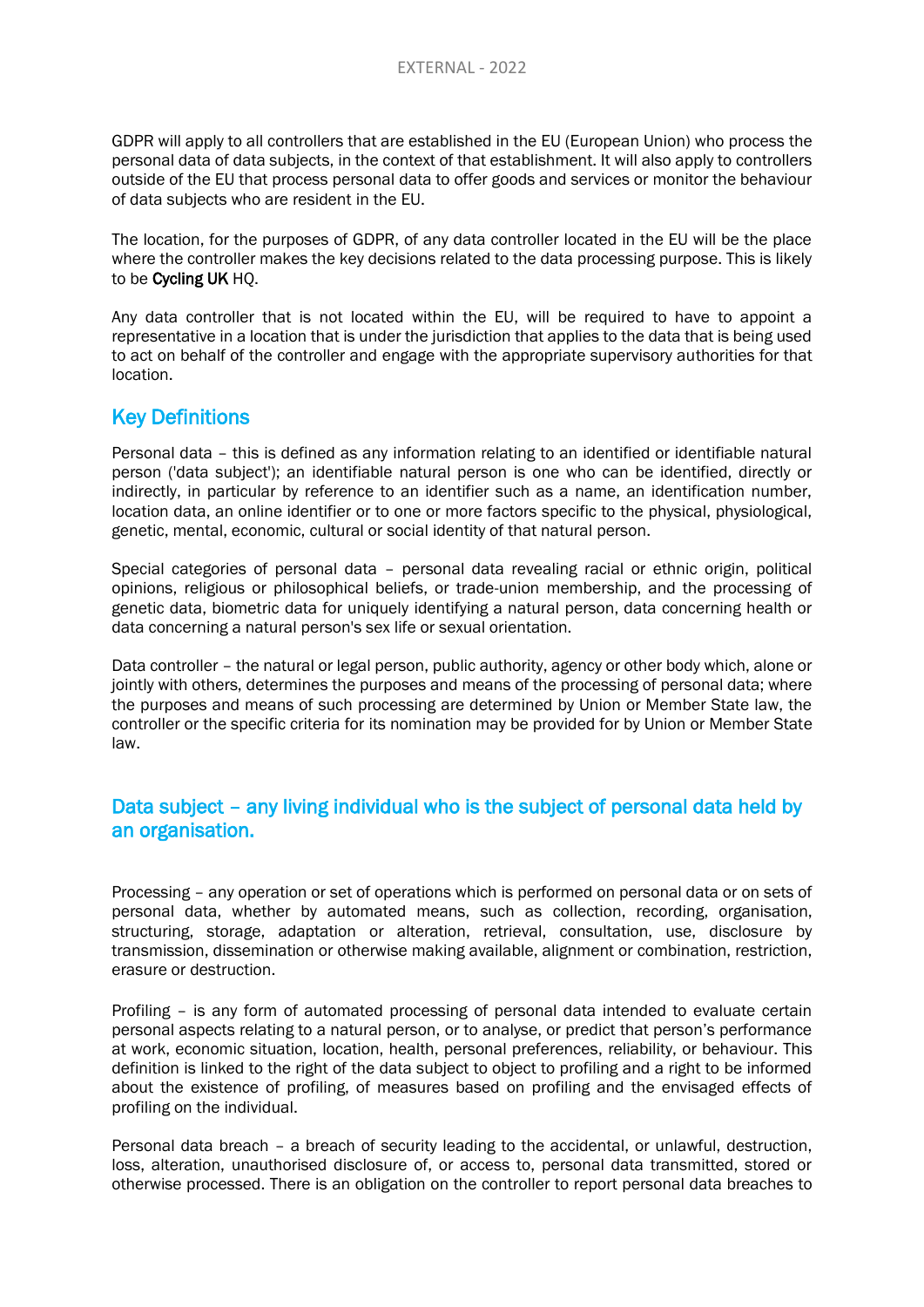GDPR will apply to all controllers that are established in the EU (European Union) who process the personal data of data subjects, in the context of that establishment. It will also apply to controllers outside of the EU that process personal data to offer goods and services or monitor the behaviour of data subjects who are resident in the EU.

The location, for the purposes of GDPR, of any data controller located in the EU will be the place where the controller makes the key decisions related to the data processing purpose. This is likely to be Cycling UK HQ.

Any data controller that is not located within the EU, will be required to have to appoint a representative in a location that is under the jurisdiction that applies to the data that is being used to act on behalf of the controller and engage with the appropriate supervisory authorities for that location.

## Key Definitions

Personal data – this is defined as any information relating to an identified or identifiable natural person ('data subject'); an identifiable natural person is one who can be identified, directly or indirectly, in particular by reference to an identifier such as a name, an identification number, location data, an online identifier or to one or more factors specific to the physical, physiological, genetic, mental, economic, cultural or social identity of that natural person.

Special categories of personal data – personal data revealing racial or ethnic origin, political opinions, religious or philosophical beliefs, or trade-union membership, and the processing of genetic data, biometric data for uniquely identifying a natural person, data concerning health or data concerning a natural person's sex life or sexual orientation.

Data controller – the natural or legal person, public authority, agency or other body which, alone or jointly with others, determines the purposes and means of the processing of personal data; where the purposes and means of such processing are determined by Union or Member State law, the controller or the specific criteria for its nomination may be provided for by Union or Member State law.

## Data subject – any living individual who is the subject of personal data held by an organisation.

Processing – any operation or set of operations which is performed on personal data or on sets of personal data, whether by automated means, such as collection, recording, organisation, structuring, storage, adaptation or alteration, retrieval, consultation, use, disclosure by transmission, dissemination or otherwise making available, alignment or combination, restriction, erasure or destruction.

Profiling – is any form of automated processing of personal data intended to evaluate certain personal aspects relating to a natural person, or to analyse, or predict that person's performance at work, economic situation, location, health, personal preferences, reliability, or behaviour. This definition is linked to the right of the data subject to object to profiling and a right to be informed about the existence of profiling, of measures based on profiling and the envisaged effects of profiling on the individual.

Personal data breach – a breach of security leading to the accidental, or unlawful, destruction, loss, alteration, unauthorised disclosure of, or access to, personal data transmitted, stored or otherwise processed. There is an obligation on the controller to report personal data breaches to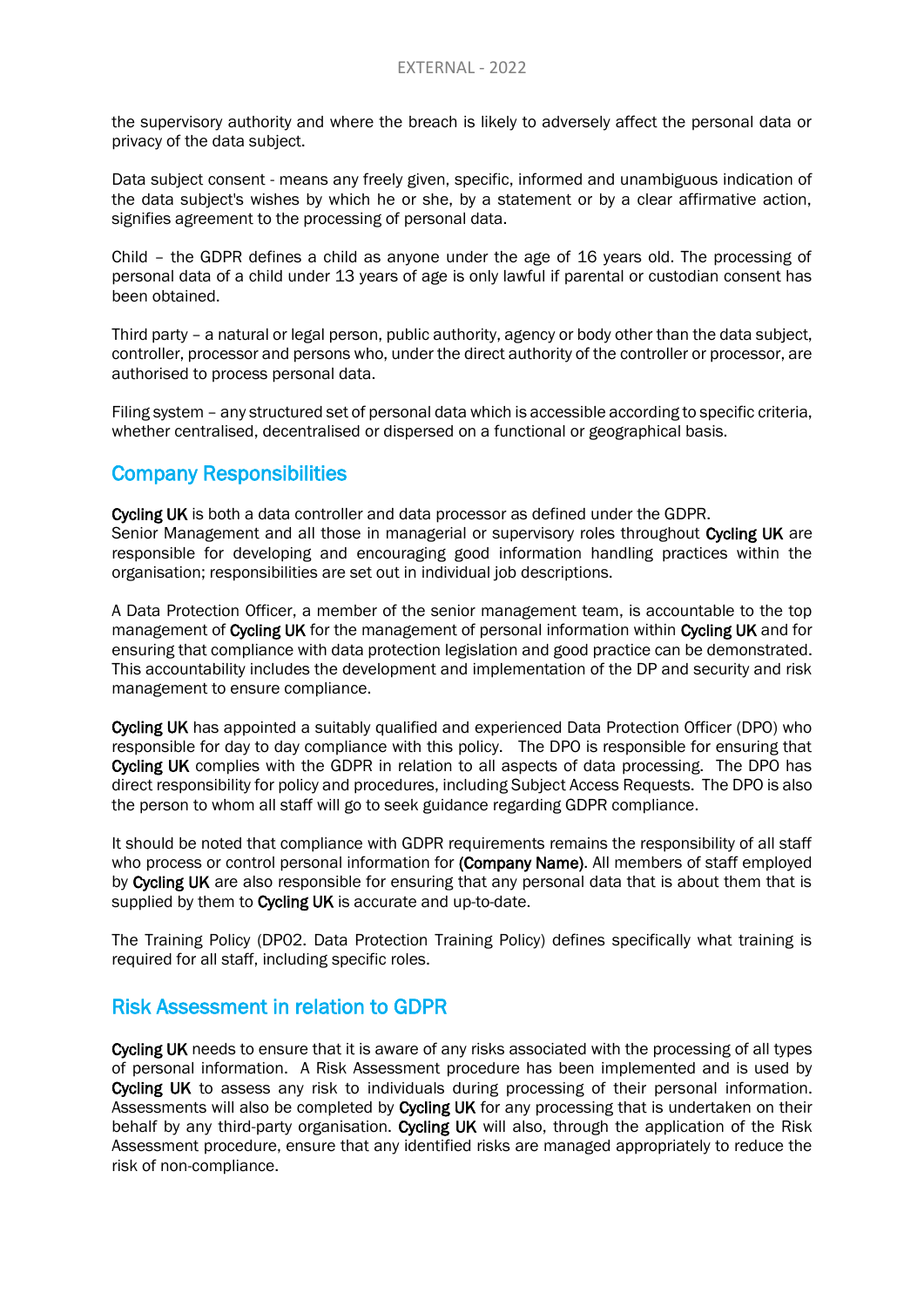the supervisory authority and where the breach is likely to adversely affect the personal data or privacy of the data subject.

Data subject consent - means any freely given, specific, informed and unambiguous indication of the data subject's wishes by which he or she, by a statement or by a clear affirmative action, signifies agreement to the processing of personal data.

Child – the GDPR defines a child as anyone under the age of 16 years old. The processing of personal data of a child under 13 years of age is only lawful if parental or custodian consent has been obtained.

Third party – a natural or legal person, public authority, agency or body other than the data subject, controller, processor and persons who, under the direct authority of the controller or processor, are authorised to process personal data.

Filing system – any structured set of personal data which is accessible according to specific criteria, whether centralised, decentralised or dispersed on a functional or geographical basis.

## Company Responsibilities

**Cycling UK** is both a data controller and data processor as defined under the GDPR.
Senior Management and all those in managerial or supervisory roles throughout **Cycling UK** are responsible for developing and encouraging good information handling practices within the organisation; responsibilities are set out in individual job descriptions.

A Data Protection Officer, a member of the senior management team, is accountable to the top management of **Cycling UK** for the management of personal information within **Cycling UK** and for ensuring that compliance with data protection legislation and good practice can be demonstrated. This accountability includes the development and implementation of the DP and security and risk management to ensure compliance.

**Cycling UK** has appointed a suitably qualified and experienced Data Protection Officer (DPO) who responsible for day to day compliance with this policy. The DPO is responsible for ensuring that **Cycling UK** complies with the GDPR in relation to all aspects of data processing. The DPO has direct responsibility for policy and procedures, including Subject Access Requests. The DPO is also the person to whom all staff will go to seek guidance regarding GDPR compliance.

It should be noted that compliance with GDPR requirements remains the responsibility of all staff who process or control personal information for **(Company Name)**. All members of staff employed by **Cycling UK** are also responsible for ensuring that any personal data that is about them that is supplied by them to **Cycling UK** is accurate and up-to-date.

The Training Policy (DP02. Data Protection Training Policy) defines specifically what training is required for all staff, including specific roles.

## Risk Assessment in relation to GDPR

**Cycling UK** needs to ensure that it is aware of any risks associated with the processing of all types of personal information. A Risk Assessment procedure has been implemented and is used by **Cycling UK** to assess any risk to individuals during processing of their personal information. Assessments will also be completed by **Cycling UK** for any processing that is undertaken on their behalf by any third-party organisation. **Cycling UK** will also, through the application of the Risk Assessment procedure, ensure that any identified risks are managed appropriately to reduce the risk of non-compliance.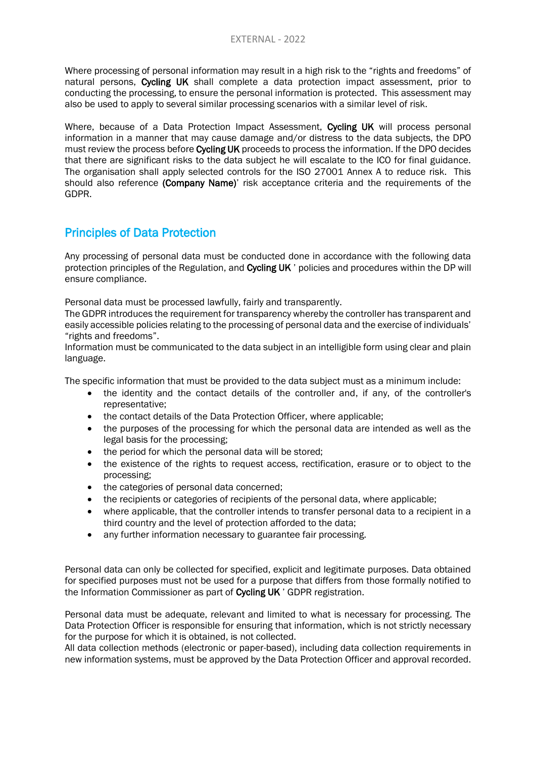Where processing of personal information may result in a high risk to the "rights and freedoms" of natural persons, **Cycling UK** shall complete a data protection impact assessment, prior to conducting the processing, to ensure the personal information is protected. This assessment may also be used to apply to several similar processing scenarios with a similar level of risk.

Where, because of a Data Protection Impact Assessment, **Cycling UK** will process personal information in a manner that may cause damage and/or distress to the data subjects, the DPO must review the process before **Cycling UK** proceeds to process the information. If the DPO decides that there are significant risks to the data subject he will escalate to the ICO for final guidance. The organisation shall apply selected controls for the ISO 27001 Annex A to reduce risk. This should also reference **(Company Name)**' risk acceptance criteria and the requirements of the GDPR.

## Principles of Data Protection

Any processing of personal data must be conducted done in accordance with the following data protection principles of the Regulation, and **Cycling UK** ' policies and procedures within the DP will ensure compliance.

Personal data must be processed lawfully, fairly and transparently.
The GDPR introduces the requirement for transparency whereby the controller has transparent and easily accessible policies relating to the processing of personal data and the exercise of individuals' "rights and freedoms".
Information must be communicated to the data subject in an intelligible form using clear and plain language.

The specific information that must be provided to the data subject must as a minimum include:

- the identity and the contact details of the controller and, if any, of the controller's representative;
- the contact details of the Data Protection Officer, where applicable;
- the purposes of the processing for which the personal data are intended as well as the legal basis for the processing;
- the period for which the personal data will be stored;
- the existence of the rights to request access, rectification, erasure or to object to the processing;
- the categories of personal data concerned;
- the recipients or categories of recipients of the personal data, where applicable;
- where applicable, that the controller intends to transfer personal data to a recipient in a third country and the level of protection afforded to the data;
- any further information necessary to guarantee fair processing.

Personal data can only be collected for specified, explicit and legitimate purposes. Data obtained for specified purposes must not be used for a purpose that differs from those formally notified to the Information Commissioner as part of **Cycling UK** ' GDPR registration.

Personal data must be adequate, relevant and limited to what is necessary for processing. The Data Protection Officer is responsible for ensuring that information, which is not strictly necessary for the purpose for which it is obtained, is not collected.
All data collection methods (electronic or paper-based), including data collection requirements in new information systems, must be approved by the Data Protection Officer and approval recorded.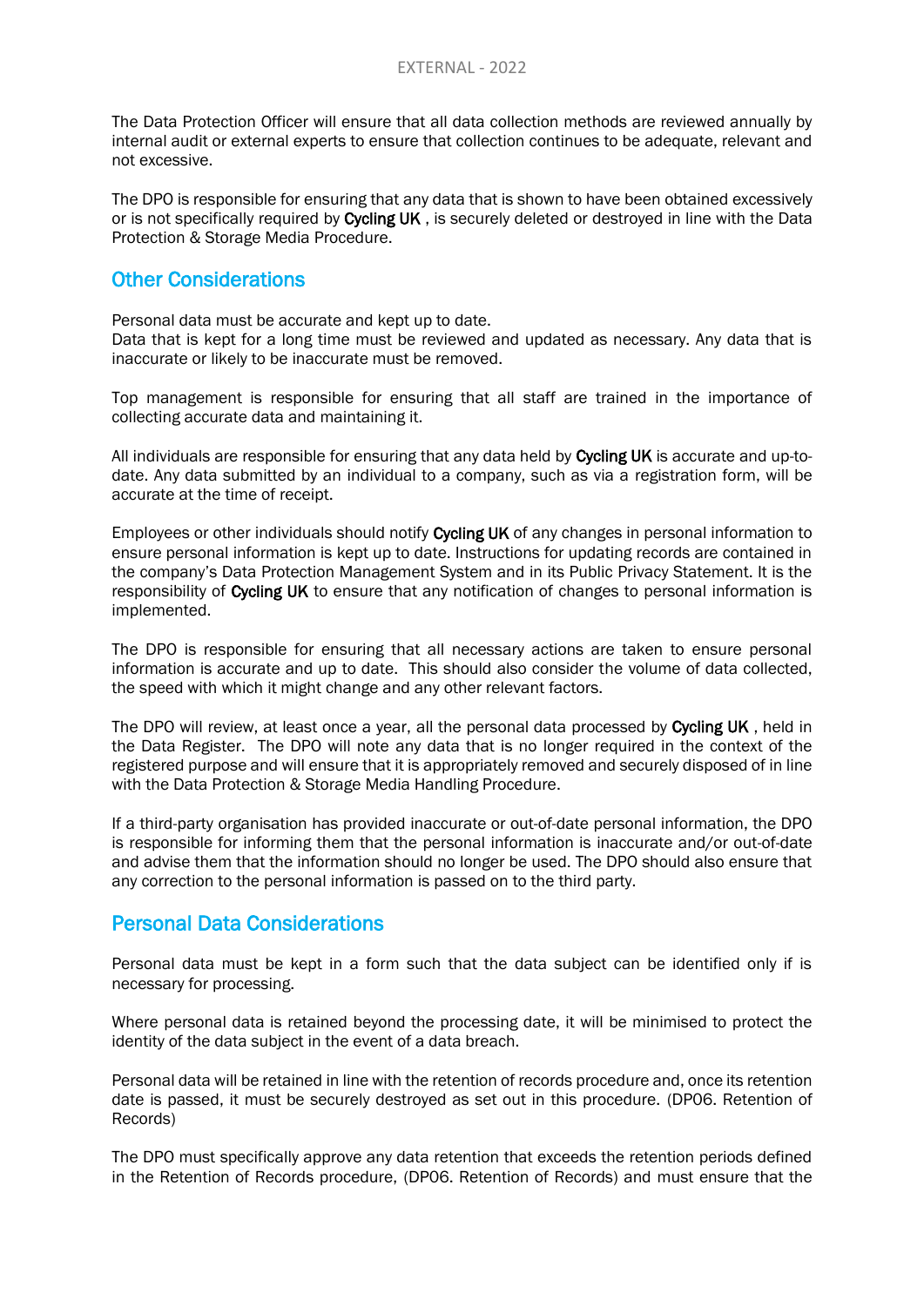The Data Protection Officer will ensure that all data collection methods are reviewed annually by internal audit or external experts to ensure that collection continues to be adequate, relevant and not excessive.

The DPO is responsible for ensuring that any data that is shown to have been obtained excessively or is not specifically required by **Cycling UK** , is securely deleted or destroyed in line with the Data Protection & Storage Media Procedure.

## Other Considerations

Personal data must be accurate and kept up to date.
Data that is kept for a long time must be reviewed and updated as necessary. Any data that is inaccurate or likely to be inaccurate must be removed.

Top management is responsible for ensuring that all staff are trained in the importance of collecting accurate data and maintaining it.

All individuals are responsible for ensuring that any data held by **Cycling UK** is accurate and up-to-date. Any data submitted by an individual to a company, such as via a registration form, will be accurate at the time of receipt.

Employees or other individuals should notify **Cycling UK** of any changes in personal information to ensure personal information is kept up to date. Instructions for updating records are contained in the company's Data Protection Management System and in its Public Privacy Statement. It is the responsibility of **Cycling UK** to ensure that any notification of changes to personal information is implemented.

The DPO is responsible for ensuring that all necessary actions are taken to ensure personal information is accurate and up to date. This should also consider the volume of data collected, the speed with which it might change and any other relevant factors.

The DPO will review, at least once a year, all the personal data processed by **Cycling UK** , held in the Data Register. The DPO will note any data that is no longer required in the context of the registered purpose and will ensure that it is appropriately removed and securely disposed of in line with the Data Protection & Storage Media Handling Procedure.

If a third-party organisation has provided inaccurate or out-of-date personal information, the DPO is responsible for informing them that the personal information is inaccurate and/or out-of-date and advise them that the information should no longer be used. The DPO should also ensure that any correction to the personal information is passed on to the third party.

## Personal Data Considerations

Personal data must be kept in a form such that the data subject can be identified only if is necessary for processing.

Where personal data is retained beyond the processing date, it will be minimised to protect the identity of the data subject in the event of a data breach.

Personal data will be retained in line with the retention of records procedure and, once its retention date is passed, it must be securely destroyed as set out in this procedure. (DP06. Retention of Records)

The DPO must specifically approve any data retention that exceeds the retention periods defined in the Retention of Records procedure, (DP06. Retention of Records) and must ensure that the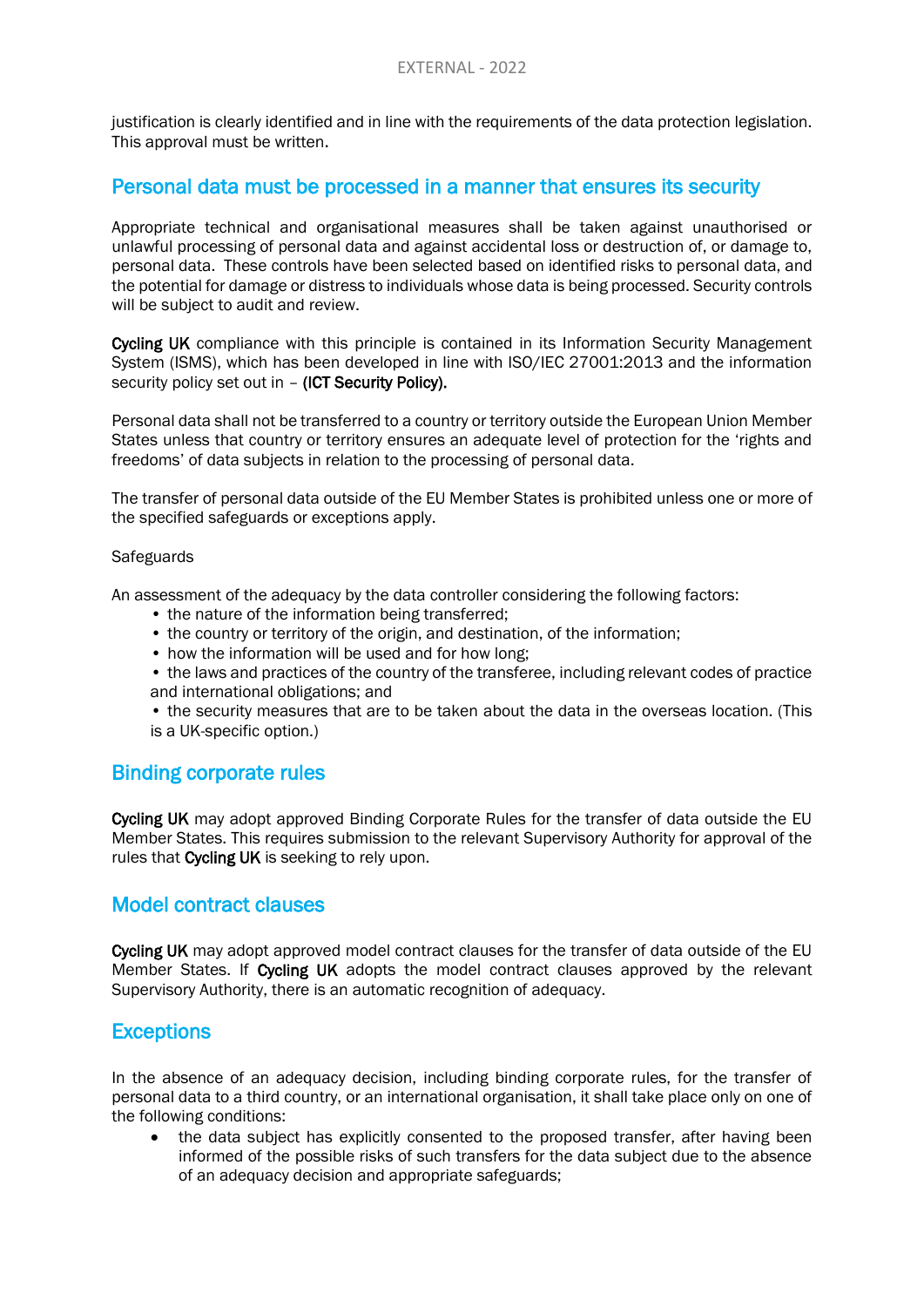justification is clearly identified and in line with the requirements of the data protection legislation. This approval must be written.

## Personal data must be processed in a manner that ensures its security

Appropriate technical and organisational measures shall be taken against unauthorised or unlawful processing of personal data and against accidental loss or destruction of, or damage to, personal data. These controls have been selected based on identified risks to personal data, and the potential for damage or distress to individuals whose data is being processed. Security controls will be subject to audit and review.

**Cycling UK** compliance with this principle is contained in its Information Security Management System (ISMS), which has been developed in line with ISO/IEC 27001:2013 and the information security policy set out in – **(ICT Security Policy).**

Personal data shall not be transferred to a country or territory outside the European Union Member States unless that country or territory ensures an adequate level of protection for the 'rights and freedoms' of data subjects in relation to the processing of personal data.

The transfer of personal data outside of the EU Member States is prohibited unless one or more of the specified safeguards or exceptions apply.

Safeguards

An assessment of the adequacy by the data controller considering the following factors:

- the nature of the information being transferred;
- the country or territory of the origin, and destination, of the information;
- how the information will be used and for how long;
- the laws and practices of the country of the transferee, including relevant codes of practice and international obligations; and
- the security measures that are to be taken about the data in the overseas location. (This is a UK-specific option.)

## Binding corporate rules

**Cycling UK** may adopt approved Binding Corporate Rules for the transfer of data outside the EU Member States. This requires submission to the relevant Supervisory Authority for approval of the rules that **Cycling UK** is seeking to rely upon.

## Model contract clauses

**Cycling UK** may adopt approved model contract clauses for the transfer of data outside of the EU Member States. If **Cycling UK** adopts the model contract clauses approved by the relevant Supervisory Authority, there is an automatic recognition of adequacy.

## Exceptions

In the absence of an adequacy decision, including binding corporate rules, for the transfer of personal data to a third country, or an international organisation, it shall take place only on one of the following conditions:

- the data subject has explicitly consented to the proposed transfer, after having been informed of the possible risks of such transfers for the data subject due to the absence of an adequacy decision and appropriate safeguards;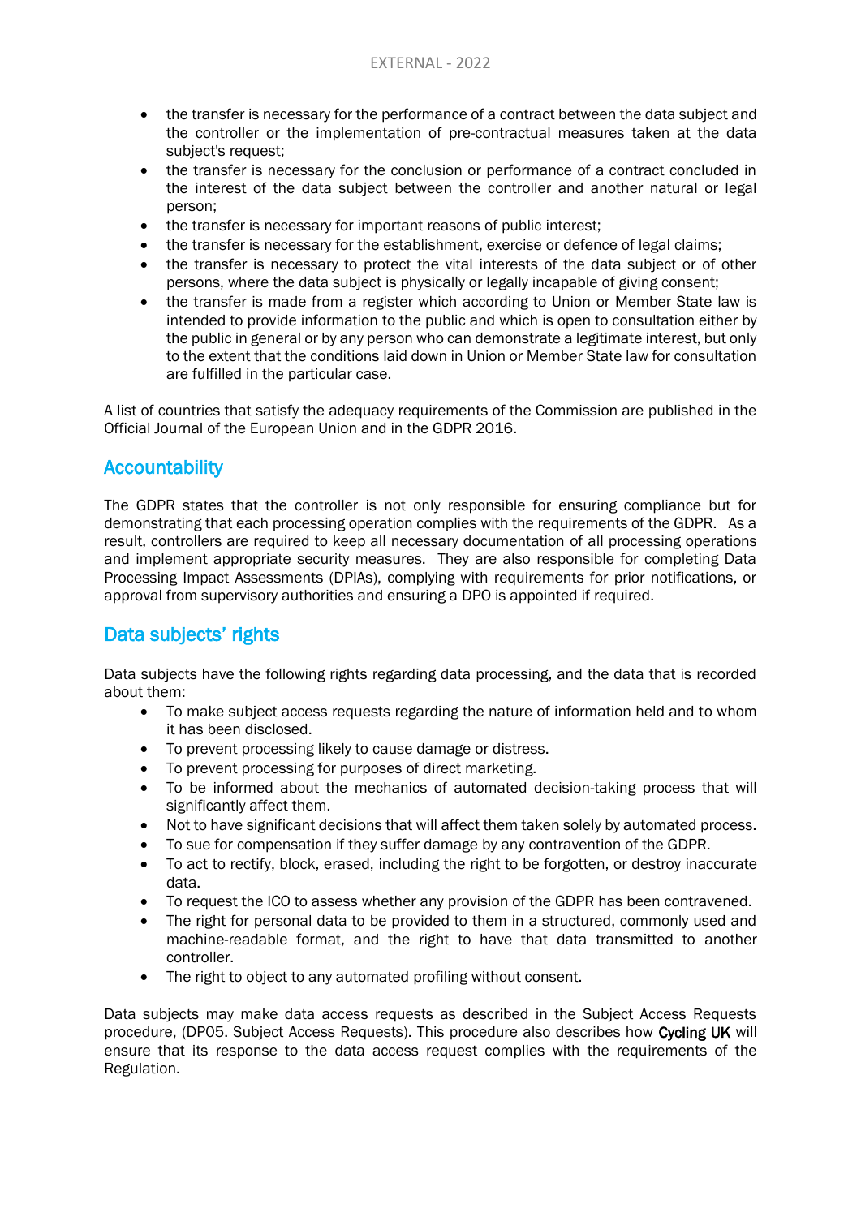- the transfer is necessary for the performance of a contract between the data subject and the controller or the implementation of pre-contractual measures taken at the data subject's request;
- the transfer is necessary for the conclusion or performance of a contract concluded in the interest of the data subject between the controller and another natural or legal person;
- the transfer is necessary for important reasons of public interest;
- the transfer is necessary for the establishment, exercise or defence of legal claims;
- the transfer is necessary to protect the vital interests of the data subject or of other persons, where the data subject is physically or legally incapable of giving consent;
- the transfer is made from a register which according to Union or Member State law is intended to provide information to the public and which is open to consultation either by the public in general or by any person who can demonstrate a legitimate interest, but only to the extent that the conditions laid down in Union or Member State law for consultation are fulfilled in the particular case.

A list of countries that satisfy the adequacy requirements of the Commission are published in the Official Journal of the European Union and in the GDPR 2016.

## Accountability

The GDPR states that the controller is not only responsible for ensuring compliance but for demonstrating that each processing operation complies with the requirements of the GDPR. As a result, controllers are required to keep all necessary documentation of all processing operations and implement appropriate security measures. They are also responsible for completing Data Processing Impact Assessments (DPIAs), complying with requirements for prior notifications, or approval from supervisory authorities and ensuring a DPO is appointed if required.

## Data subjects' rights

Data subjects have the following rights regarding data processing, and the data that is recorded about them:

- To make subject access requests regarding the nature of information held and to whom it has been disclosed.
- To prevent processing likely to cause damage or distress.
- To prevent processing for purposes of direct marketing.
- To be informed about the mechanics of automated decision-taking process that will significantly affect them.
- Not to have significant decisions that will affect them taken solely by automated process.
- To sue for compensation if they suffer damage by any contravention of the GDPR.
- To act to rectify, block, erased, including the right to be forgotten, or destroy inaccurate data.
- To request the ICO to assess whether any provision of the GDPR has been contravened.
- The right for personal data to be provided to them in a structured, commonly used and machine-readable format, and the right to have that data transmitted to another controller.
- The right to object to any automated profiling without consent.

Data subjects may make data access requests as described in the Subject Access Requests procedure, (DP05. Subject Access Requests). This procedure also describes how **Cycling UK** will ensure that its response to the data access request complies with the requirements of the Regulation.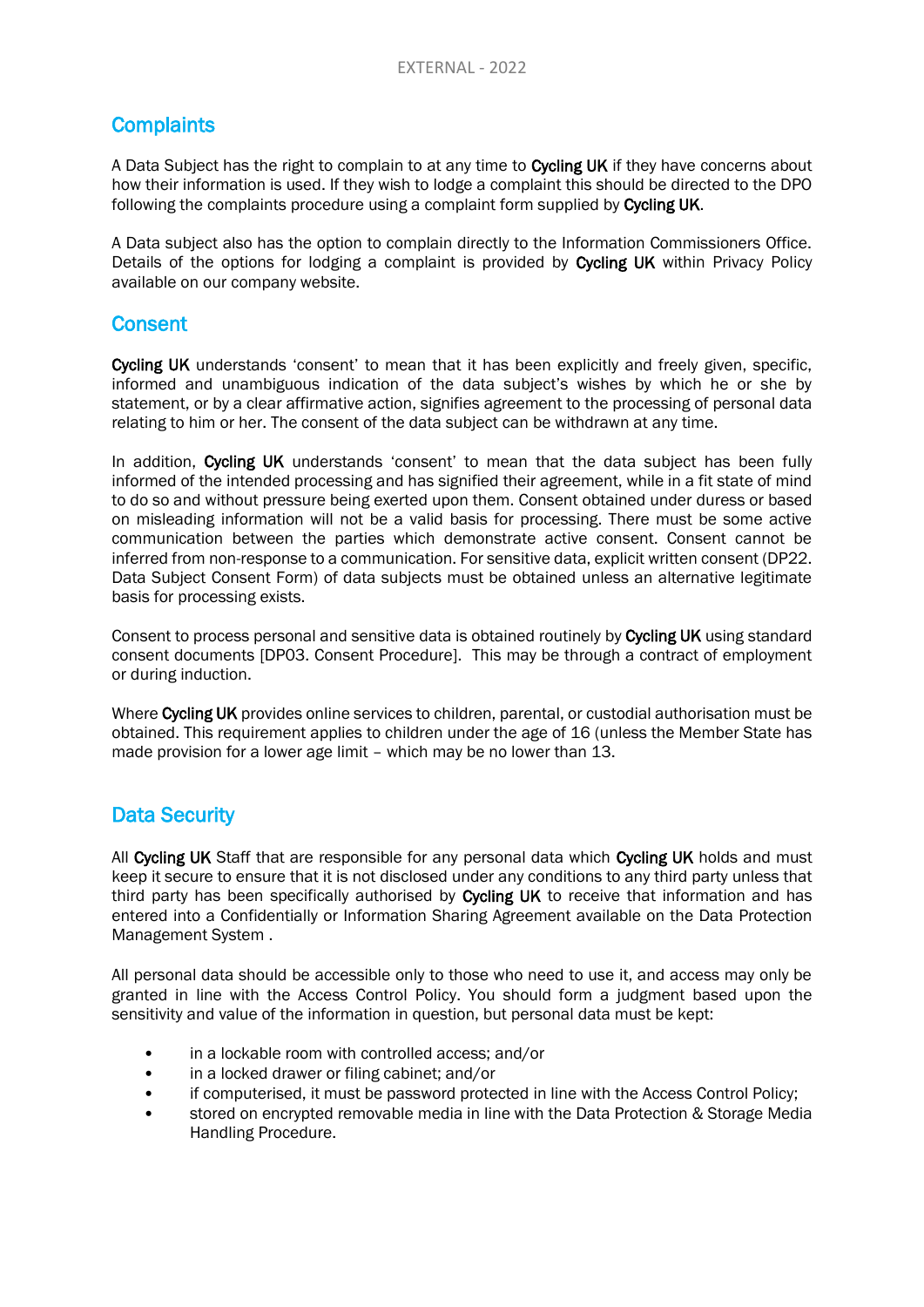## Complaints

A Data Subject has the right to complain to at any time to **Cycling UK** if they have concerns about how their information is used. If they wish to lodge a complaint this should be directed to the DPO following the complaints procedure using a complaint form supplied by **Cycling UK**.

A Data subject also has the option to complain directly to the Information Commissioners Office. Details of the options for lodging a complaint is provided by **Cycling UK** within Privacy Policy available on our company website.

## Consent

**Cycling UK** understands 'consent' to mean that it has been explicitly and freely given, specific, informed and unambiguous indication of the data subject's wishes by which he or she by statement, or by a clear affirmative action, signifies agreement to the processing of personal data relating to him or her. The consent of the data subject can be withdrawn at any time.

In addition, **Cycling UK** understands 'consent' to mean that the data subject has been fully informed of the intended processing and has signified their agreement, while in a fit state of mind to do so and without pressure being exerted upon them. Consent obtained under duress or based on misleading information will not be a valid basis for processing. There must be some active communication between the parties which demonstrate active consent. Consent cannot be inferred from non-response to a communication. For sensitive data, explicit written consent (DP22. Data Subject Consent Form) of data subjects must be obtained unless an alternative legitimate basis for processing exists.

Consent to process personal and sensitive data is obtained routinely by **Cycling UK** using standard consent documents [DP03. Consent Procedure]. This may be through a contract of employment or during induction.

Where **Cycling UK** provides online services to children, parental, or custodial authorisation must be obtained. This requirement applies to children under the age of 16 (unless the Member State has made provision for a lower age limit – which may be no lower than 13.

## Data Security

All **Cycling UK** Staff that are responsible for any personal data which **Cycling UK** holds and must keep it secure to ensure that it is not disclosed under any conditions to any third party unless that third party has been specifically authorised by **Cycling UK** to receive that information and has entered into a Confidentially or Information Sharing Agreement available on the Data Protection Management System .

All personal data should be accessible only to those who need to use it, and access may only be granted in line with the Access Control Policy. You should form a judgment based upon the sensitivity and value of the information in question, but personal data must be kept:

- in a lockable room with controlled access; and/or
- in a locked drawer or filing cabinet; and/or
- if computerised, it must be password protected in line with the Access Control Policy;
- stored on encrypted removable media in line with the Data Protection & Storage Media Handling Procedure.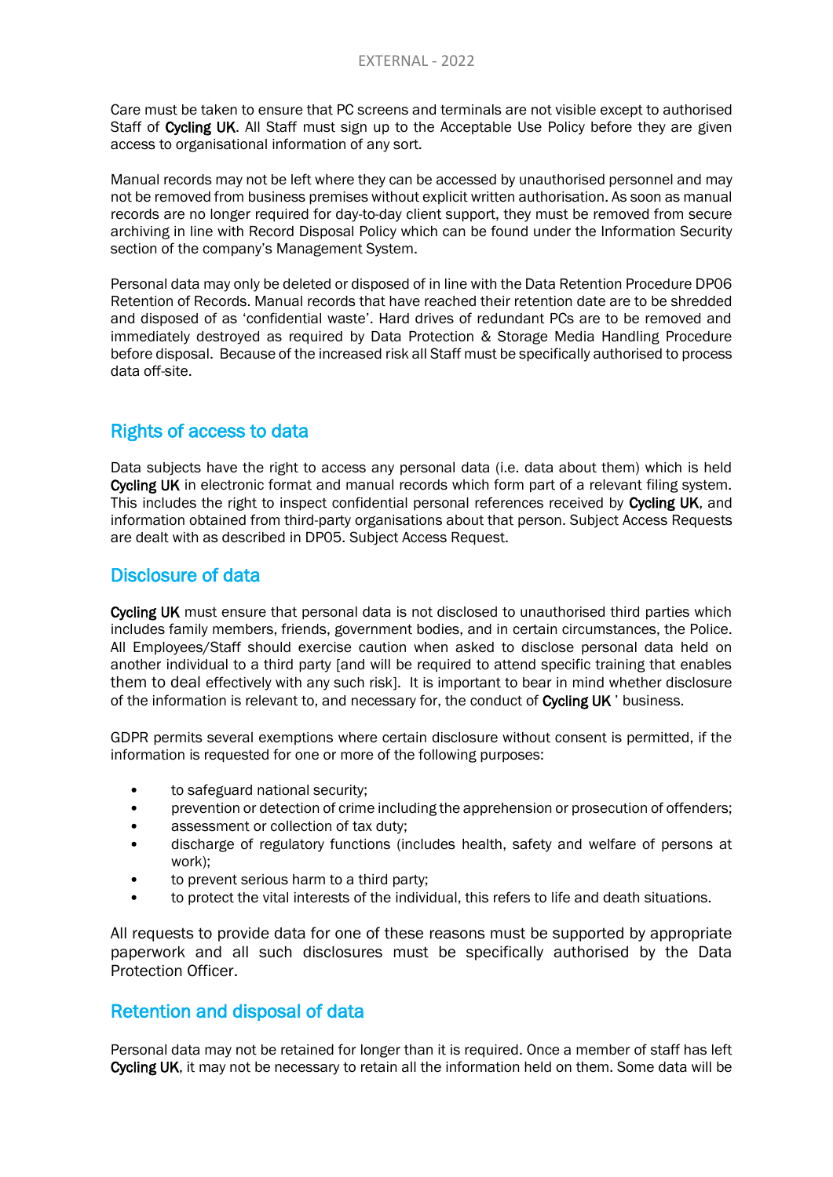Care must be taken to ensure that PC screens and terminals are not visible except to authorised Staff of **Cycling UK**. All Staff must sign up to the Acceptable Use Policy before they are given access to organisational information of any sort.

Manual records may not be left where they can be accessed by unauthorised personnel and may not be removed from business premises without explicit written authorisation. As soon as manual records are no longer required for day-to-day client support, they must be removed from secure archiving in line with Record Disposal Policy which can be found under the Information Security section of the company's Management System.

Personal data may only be deleted or disposed of in line with the Data Retention Procedure DP06 Retention of Records. Manual records that have reached their retention date are to be shredded and disposed of as 'confidential waste'. Hard drives of redundant PCs are to be removed and immediately destroyed as required by Data Protection & Storage Media Handling Procedure before disposal. Because of the increased risk all Staff must be specifically authorised to process data off-site.

## Rights of access to data

Data subjects have the right to access any personal data (i.e. data about them) which is held **Cycling UK** in electronic format and manual records which form part of a relevant filing system. This includes the right to inspect confidential personal references received by **Cycling UK**, and information obtained from third-party organisations about that person. Subject Access Requests are dealt with as described in DP05. Subject Access Request.

## Disclosure of data

**Cycling UK** must ensure that personal data is not disclosed to unauthorised third parties which includes family members, friends, government bodies, and in certain circumstances, the Police. All Employees/Staff should exercise caution when asked to disclose personal data held on another individual to a third party [and will be required to attend specific training that enables them to deal effectively with any such risk]. It is important to bear in mind whether disclosure of the information is relevant to, and necessary for, the conduct of **Cycling UK** ' business.

GDPR permits several exemptions where certain disclosure without consent is permitted, if the information is requested for one or more of the following purposes:

- to safeguard national security;
- prevention or detection of crime including the apprehension or prosecution of offenders;
- assessment or collection of tax duty;
- discharge of regulatory functions (includes health, safety and welfare of persons at work);
- to prevent serious harm to a third party;
- to protect the vital interests of the individual, this refers to life and death situations.

All requests to provide data for one of these reasons must be supported by appropriate paperwork and all such disclosures must be specifically authorised by the Data Protection Officer.

## Retention and disposal of data

Personal data may not be retained for longer than it is required. Once a member of staff has left **Cycling UK**, it may not be necessary to retain all the information held on them. Some data will be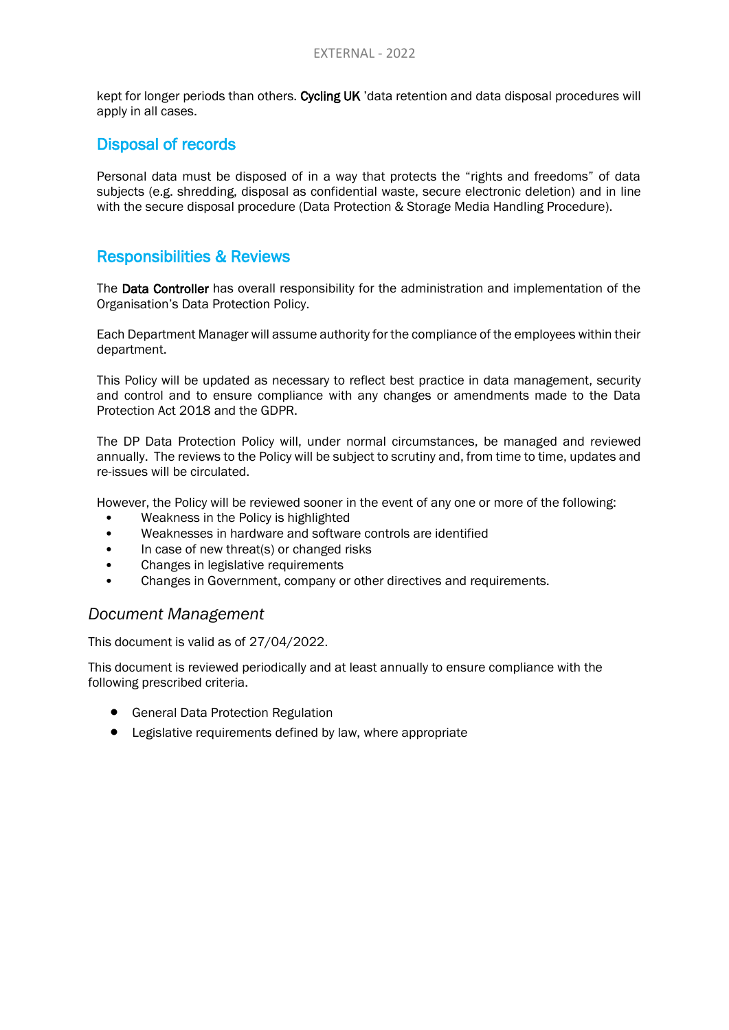kept for longer periods than others. **Cycling UK** 'data retention and data disposal procedures will apply in all cases.

## Disposal of records

Personal data must be disposed of in a way that protects the "rights and freedoms" of data subjects (e.g. shredding, disposal as confidential waste, secure electronic deletion) and in line with the secure disposal procedure (Data Protection & Storage Media Handling Procedure).

## Responsibilities & Reviews

The **Data Controller** has overall responsibility for the administration and implementation of the Organisation's Data Protection Policy.

Each Department Manager will assume authority for the compliance of the employees within their department.

This Policy will be updated as necessary to reflect best practice in data management, security and control and to ensure compliance with any changes or amendments made to the Data Protection Act 2018 and the GDPR.

The DP Data Protection Policy will, under normal circumstances, be managed and reviewed annually. The reviews to the Policy will be subject to scrutiny and, from time to time, updates and re-issues will be circulated.

However, the Policy will be reviewed sooner in the event of any one or more of the following:

- Weakness in the Policy is highlighted
- Weaknesses in hardware and software controls are identified
- In case of new threat(s) or changed risks
- Changes in legislative requirements
- Changes in Government, company or other directives and requirements.

### *Document Management*

This document is valid as of 27/04/2022.

This document is reviewed periodically and at least annually to ensure compliance with the following prescribed criteria.

- General Data Protection Regulation
- Legislative requirements defined by law, where appropriate